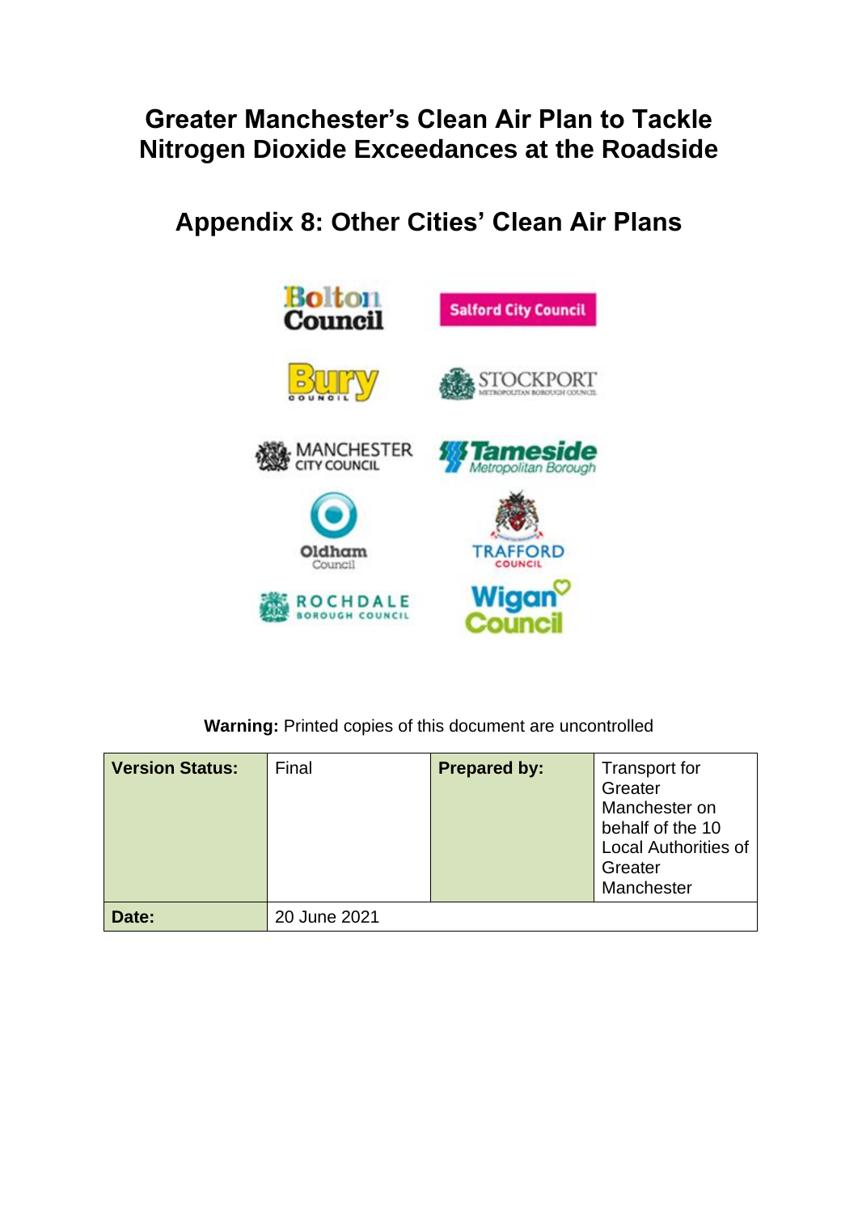# Greater Manchester's Clean Air Plan to Tackle Nitrogen Dioxide Exceedances at the Roadside

## Appendix 8: Other Cities' Clean Air Plans

**Warning:** Printed copies of this document are uncontrolled

| **Version Status:** | Final | **Prepared by:** | Transport for Greater Manchester on behalf of the 10 Local Authorities of Greater Manchester |
|---|---|---|---|
| **Date:** | 20 June 2021 | | |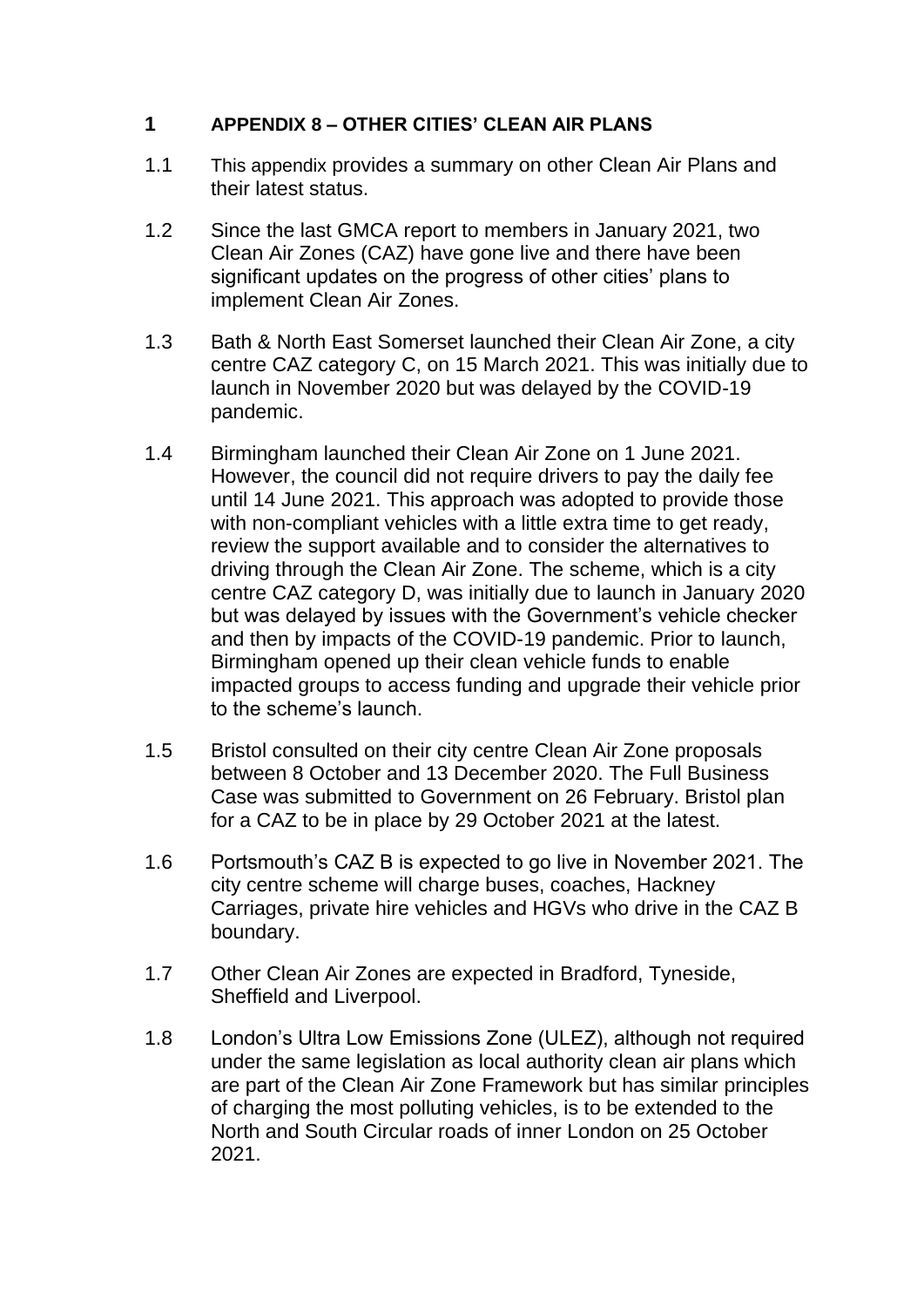# 1 APPENDIX 8 – OTHER CITIES' CLEAN AIR PLANS

1.1 This appendix provides a summary on other Clean Air Plans and their latest status.

1.2 Since the last GMCA report to members in January 2021, two Clean Air Zones (CAZ) have gone live and there have been significant updates on the progress of other cities' plans to implement Clean Air Zones.

1.3 Bath & North East Somerset launched their Clean Air Zone, a city centre CAZ category C, on 15 March 2021. This was initially due to launch in November 2020 but was delayed by the COVID-19 pandemic.

1.4 Birmingham launched their Clean Air Zone on 1 June 2021. However, the council did not require drivers to pay the daily fee until 14 June 2021. This approach was adopted to provide those with non-compliant vehicles with a little extra time to get ready, review the support available and to consider the alternatives to driving through the Clean Air Zone. The scheme, which is a city centre CAZ category D, was initially due to launch in January 2020 but was delayed by issues with the Government's vehicle checker and then by impacts of the COVID-19 pandemic. Prior to launch, Birmingham opened up their clean vehicle funds to enable impacted groups to access funding and upgrade their vehicle prior to the scheme's launch.

1.5 Bristol consulted on their city centre Clean Air Zone proposals between 8 October and 13 December 2020. The Full Business Case was submitted to Government on 26 February. Bristol plan for a CAZ to be in place by 29 October 2021 at the latest.

1.6 Portsmouth's CAZ B is expected to go live in November 2021. The city centre scheme will charge buses, coaches, Hackney Carriages, private hire vehicles and HGVs who drive in the CAZ B boundary.

1.7 Other Clean Air Zones are expected in Bradford, Tyneside, Sheffield and Liverpool.

1.8 London's Ultra Low Emissions Zone (ULEZ), although not required under the same legislation as local authority clean air plans which are part of the Clean Air Zone Framework but has similar principles of charging the most polluting vehicles, is to be extended to the North and South Circular roads of inner London on 25 October 2021.